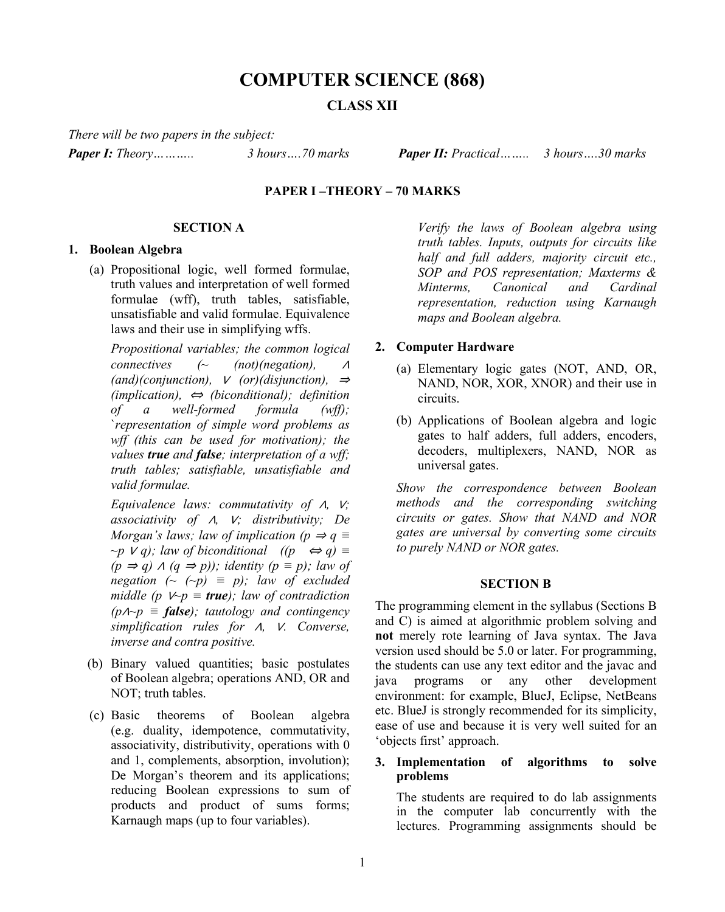# COMPUTER SCIENCE (868)

## CLASS XII

*There will be two papers in the subject:*

***Paper I:** Theory……….   3 hours….70 marks*   ***Paper II:** Practical……..   3 hours….30 marks*

### PAPER I –THEORY – 70 MARKS

### SECTION A

**1. Boolean Algebra**

(a) Propositional logic, well formed formulae, truth values and interpretation of well formed formulae (wff), truth tables, satisfiable, unsatisfiable and valid formulae. Equivalence laws and their use in simplifying wffs.

*Propositional variables; the common logical connectives (~ (not)(negation), ∧ (and)(conjunction), ∨ (or)(disjunction), ⇒ (implication), ⇔ (biconditional); definition of a well-formed formula (wff); `representation of simple word problems as wff (this can be used for motivation); the values **true** and **false**; interpretation of a wff; truth tables; satisfiable, unsatisfiable and valid formulae.*

*Equivalence laws: commutativity of ∧, ∨; associativity of ∧, ∨; distributivity; De Morgan's laws; law of implication (p ⇒ q ≡ ~p ∨ q); law of biconditional ((p ⇔ q) ≡ (p ⇒ q) ∧ (q ⇒ p)); identity (p ≡ p); law of negation (~ (~p) ≡ p); law of excluded middle (p ∨~p ≡ **true**); law of contradiction (p∧~p ≡ **false**); tautology and contingency simplification rules for ∧, ∨. Converse, inverse and contra positive.*

(b) Binary valued quantities; basic postulates of Boolean algebra; operations AND, OR and NOT; truth tables.

(c) Basic theorems of Boolean algebra (e.g. duality, idempotence, commutativity, associativity, distributivity, operations with 0 and 1, complements, absorption, involution); De Morgan's theorem and its applications; reducing Boolean expressions to sum of products and product of sums forms; Karnaugh maps (up to four variables).

*Verify the laws of Boolean algebra using truth tables. Inputs, outputs for circuits like half and full adders, majority circuit etc., SOP and POS representation; Maxterms & Minterms, Canonical and Cardinal representation, reduction using Karnaugh maps and Boolean algebra.*

**2. Computer Hardware**

(a) Elementary logic gates (NOT, AND, OR, NAND, NOR, XOR, XNOR) and their use in circuits.

(b) Applications of Boolean algebra and logic gates to half adders, full adders, encoders, decoders, multiplexers, NAND, NOR as universal gates.

*Show the correspondence between Boolean methods and the corresponding switching circuits or gates. Show that NAND and NOR gates are universal by converting some circuits to purely NAND or NOR gates.*

### SECTION B

The programming element in the syllabus (Sections B and C) is aimed at algorithmic problem solving and **not** merely rote learning of Java syntax. The Java version used should be 5.0 or later. For programming, the students can use any text editor and the javac and java programs or any other development environment: for example, BlueJ, Eclipse, NetBeans etc. BlueJ is strongly recommended for its simplicity, ease of use and because it is very well suited for an 'objects first' approach.

**3. Implementation of algorithms to solve problems**

The students are required to do lab assignments in the computer lab concurrently with the lectures. Programming assignments should be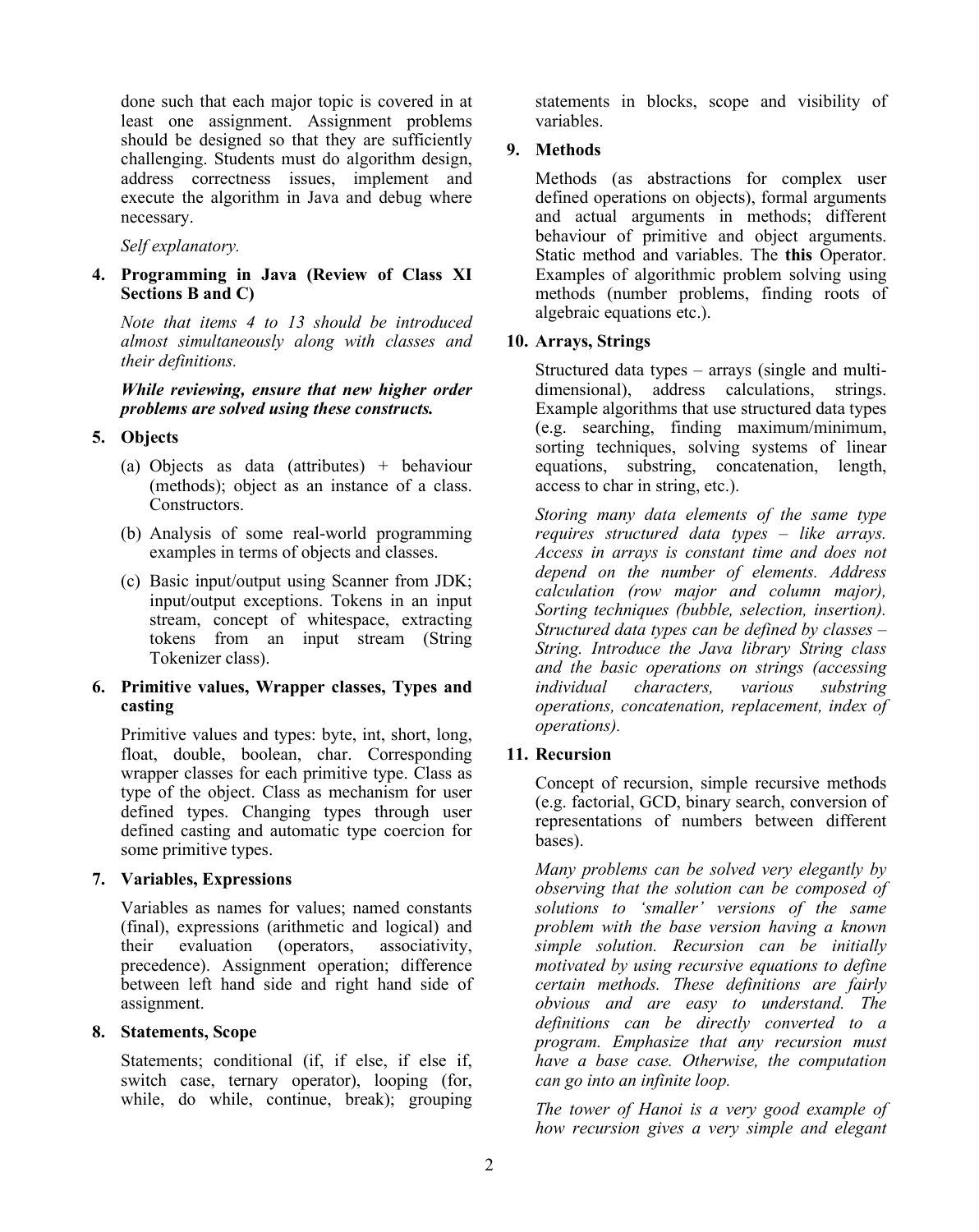done such that each major topic is covered in at least one assignment. Assignment problems should be designed so that they are sufficiently challenging. Students must do algorithm design, address correctness issues, implement and execute the algorithm in Java and debug where necessary.

*Self explanatory.*

**4. Programming in Java (Review of Class XI Sections B and C)**

*Note that items 4 to 13 should be introduced almost simultaneously along with classes and their definitions.*

***While reviewing, ensure that new higher order problems are solved using these constructs.***

**5. Objects**

(a) Objects as data (attributes) + behaviour (methods); object as an instance of a class. Constructors.

(b) Analysis of some real-world programming examples in terms of objects and classes.

(c) Basic input/output using Scanner from JDK; input/output exceptions. Tokens in an input stream, concept of whitespace, extracting tokens from an input stream (String Tokenizer class).

**6. Primitive values, Wrapper classes, Types and casting**

Primitive values and types: byte, int, short, long, float, double, boolean, char. Corresponding wrapper classes for each primitive type. Class as type of the object. Class as mechanism for user defined types. Changing types through user defined casting and automatic type coercion for some primitive types.

**7. Variables, Expressions**

Variables as names for values; named constants (final), expressions (arithmetic and logical) and their evaluation (operators, associativity, precedence). Assignment operation; difference between left hand side and right hand side of assignment.

**8. Statements, Scope**

Statements; conditional (if, if else, if else if, switch case, ternary operator), looping (for, while, do while, continue, break); grouping statements in blocks, scope and visibility of variables.

**9. Methods**

Methods (as abstractions for complex user defined operations on objects), formal arguments and actual arguments in methods; different behaviour of primitive and object arguments. Static method and variables. The **this** Operator. Examples of algorithmic problem solving using methods (number problems, finding roots of algebraic equations etc.).

**10. Arrays, Strings**

Structured data types – arrays (single and multi-dimensional), address calculations, strings. Example algorithms that use structured data types (e.g. searching, finding maximum/minimum, sorting techniques, solving systems of linear equations, substring, concatenation, length, access to char in string, etc.).

*Storing many data elements of the same type requires structured data types – like arrays. Access in arrays is constant time and does not depend on the number of elements. Address calculation (row major and column major), Sorting techniques (bubble, selection, insertion). Structured data types can be defined by classes – String. Introduce the Java library String class and the basic operations on strings (accessing individual characters, various substring operations, concatenation, replacement, index of operations).*

**11. Recursion**

Concept of recursion, simple recursive methods (e.g. factorial, GCD, binary search, conversion of representations of numbers between different bases).

*Many problems can be solved very elegantly by observing that the solution can be composed of solutions to 'smaller' versions of the same problem with the base version having a known simple solution. Recursion can be initially motivated by using recursive equations to define certain methods. These definitions are fairly obvious and are easy to understand. The definitions can be directly converted to a program. Emphasize that any recursion must have a base case. Otherwise, the computation can go into an infinite loop.*

*The tower of Hanoi is a very good example of how recursion gives a very simple and elegant*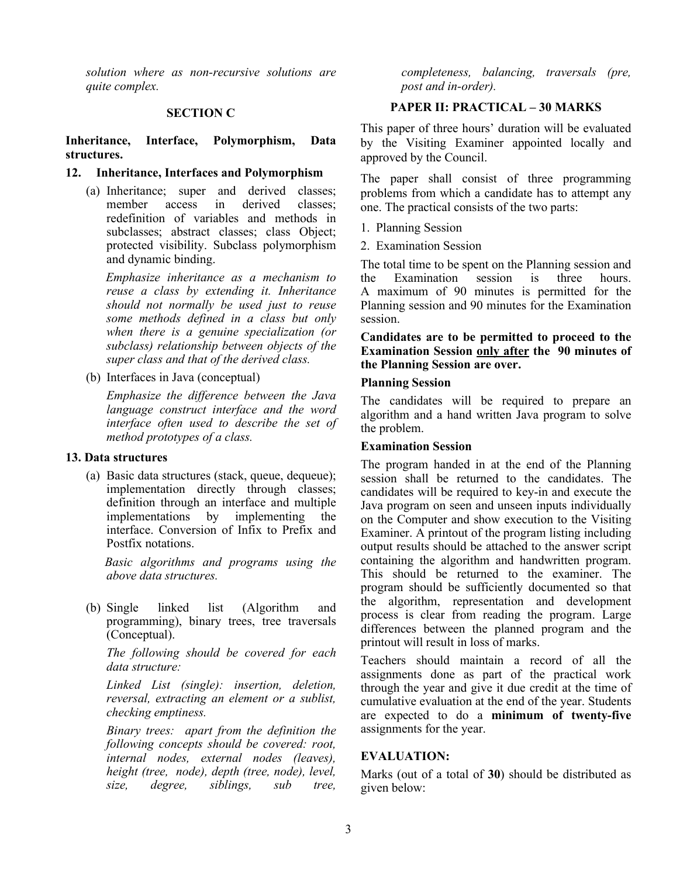*solution where as non-recursive solutions are quite complex.*

## SECTION C

**Inheritance, Interface, Polymorphism, Data structures.**

### 12. Inheritance, Interfaces and Polymorphism

(a) Inheritance; super and derived classes; member access in derived classes; redefinition of variables and methods in subclasses; abstract classes; class Object; protected visibility. Subclass polymorphism and dynamic binding.

*Emphasize inheritance as a mechanism to reuse a class by extending it. Inheritance should not normally be used just to reuse some methods defined in a class but only when there is a genuine specialization (or subclass) relationship between objects of the super class and that of the derived class.*

(b) Interfaces in Java (conceptual)

*Emphasize the difference between the Java language construct interface and the word interface often used to describe the set of method prototypes of a class.*

### 13. Data structures

(a) Basic data structures (stack, queue, dequeue); implementation directly through classes; definition through an interface and multiple implementations by implementing the interface. Conversion of Infix to Prefix and Postfix notations.

*Basic algorithms and programs using the above data structures.*

(b) Single linked list (Algorithm and programming), binary trees, tree traversals (Conceptual).

*The following should be covered for each data structure:*

*Linked List (single): insertion, deletion, reversal, extracting an element or a sublist, checking emptiness.*

*Binary trees: apart from the definition the following concepts should be covered: root, internal nodes, external nodes (leaves), height (tree, node), depth (tree, node), level, size, degree, siblings, sub tree, completeness, balancing, traversals (pre, post and in-order).*

## PAPER II: PRACTICAL – 30 MARKS

This paper of three hours' duration will be evaluated by the Visiting Examiner appointed locally and approved by the Council.

The paper shall consist of three programming problems from which a candidate has to attempt any one. The practical consists of the two parts:

1. Planning Session
2. Examination Session

The total time to be spent on the Planning session and the Examination session is three hours. A maximum of 90 minutes is permitted for the Planning session and 90 minutes for the Examination session.

**Candidates are to be permitted to proceed to the Examination Session <u>only after</u> the 90 minutes of the Planning Session are over.**

**Planning Session**

The candidates will be required to prepare an algorithm and a hand written Java program to solve the problem.

**Examination Session**

The program handed in at the end of the Planning session shall be returned to the candidates. The candidates will be required to key-in and execute the Java program on seen and unseen inputs individually on the Computer and show execution to the Visiting Examiner. A printout of the program listing including output results should be attached to the answer script containing the algorithm and handwritten program. This should be returned to the examiner. The program should be sufficiently documented so that the algorithm, representation and development process is clear from reading the program. Large differences between the planned program and the printout will result in loss of marks.

Teachers should maintain a record of all the assignments done as part of the practical work through the year and give it due credit at the time of cumulative evaluation at the end of the year. Students are expected to do a **minimum of twenty-five** assignments for the year.

**EVALUATION:**

Marks (out of a total of **30**) should be distributed as given below: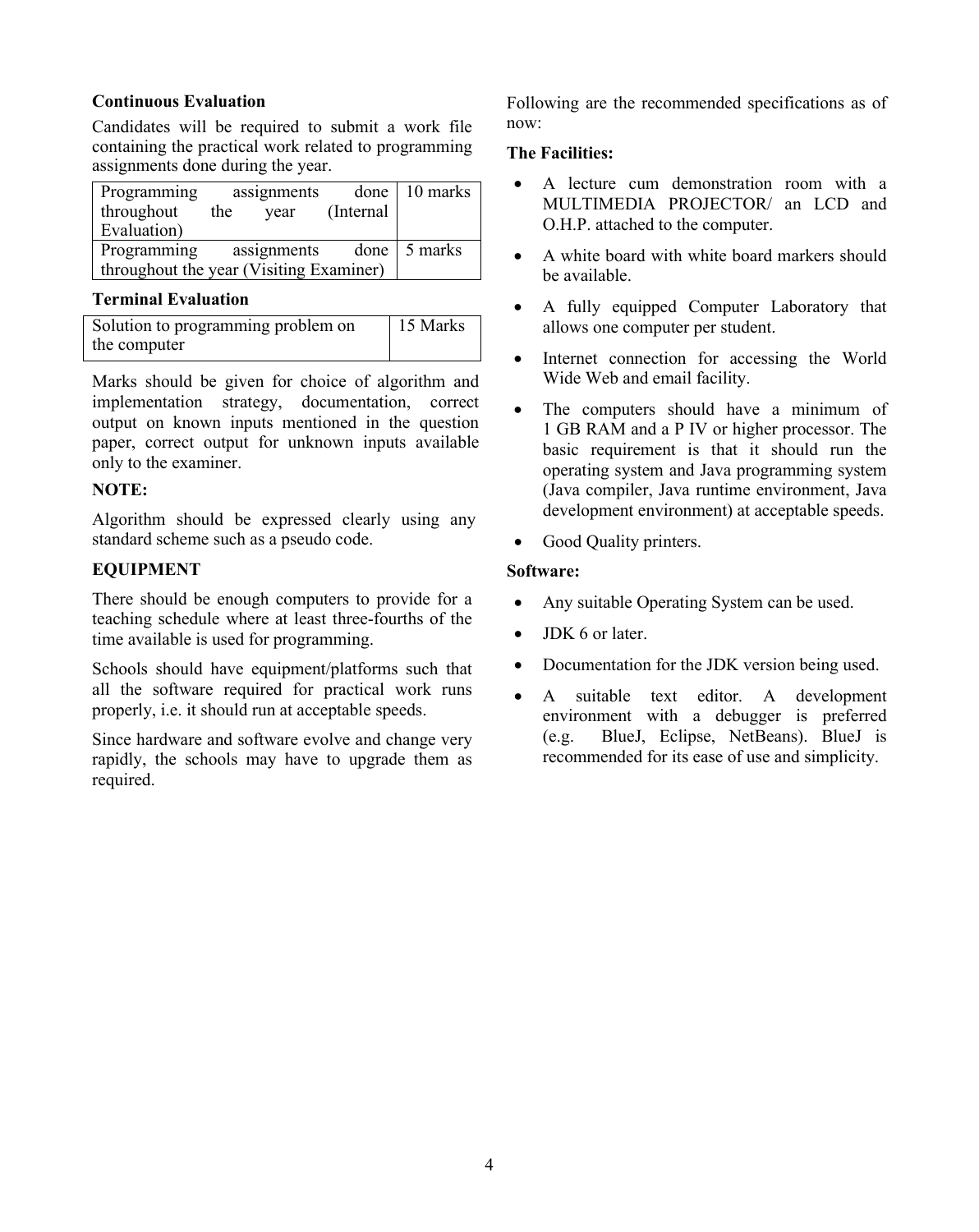**Continuous Evaluation**

Candidates will be required to submit a work file containing the practical work related to programming assignments done during the year.

| Programming assignments done throughout the year (Internal Evaluation) | 10 marks |
|---|---|
| Programming assignments done throughout the year (Visiting Examiner) | 5 marks |

**Terminal Evaluation**

| Solution to programming problem on the computer | 15 Marks |
|---|---|

Marks should be given for choice of algorithm and implementation strategy, documentation, correct output on known inputs mentioned in the question paper, correct output for unknown inputs available only to the examiner.

**NOTE:**

Algorithm should be expressed clearly using any standard scheme such as a pseudo code.

**EQUIPMENT**

There should be enough computers to provide for a teaching schedule where at least three-fourths of the time available is used for programming.

Schools should have equipment/platforms such that all the software required for practical work runs properly, i.e. it should run at acceptable speeds.

Since hardware and software evolve and change very rapidly, the schools may have to upgrade them as required.

Following are the recommended specifications as of now:

**The Facilities:**

- A lecture cum demonstration room with a MULTIMEDIA PROJECTOR/ an LCD and O.H.P. attached to the computer.
- A white board with white board markers should be available.
- A fully equipped Computer Laboratory that allows one computer per student.
- Internet connection for accessing the World Wide Web and email facility.
- The computers should have a minimum of 1 GB RAM and a P IV or higher processor. The basic requirement is that it should run the operating system and Java programming system (Java compiler, Java runtime environment, Java development environment) at acceptable speeds.
- Good Quality printers.

**Software:**

- Any suitable Operating System can be used.
- JDK 6 or later.
- Documentation for the JDK version being used.
- A suitable text editor. A development environment with a debugger is preferred (e.g. BlueJ, Eclipse, NetBeans). BlueJ is recommended for its ease of use and simplicity.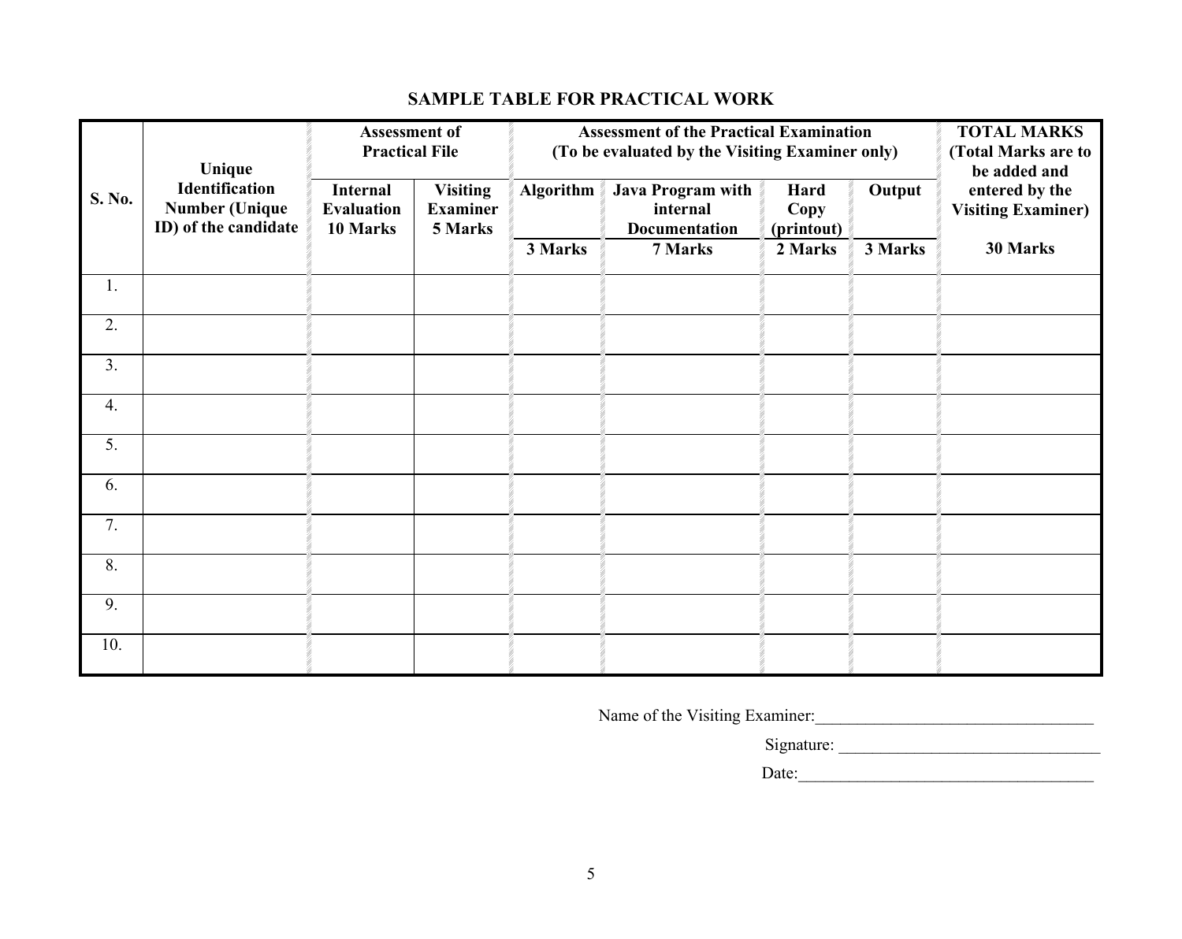## SAMPLE TABLE FOR PRACTICAL WORK

| S. No. | Unique Identification Number (Unique ID) of the candidate | Assessment of Practical File | | Assessment of the Practical Examination (To be evaluated by the Visiting Examiner only) | | | | TOTAL MARKS (Total Marks are to be added and entered by the Visiting Examiner) |
|---|---|---|---|---|---|---|---|---|
| | | Internal Evaluation 10 Marks | Visiting Examiner 5 Marks | Algorithm | Java Program with internal Documentation | Hard Copy (printout) | Output | |
| | | | | 3 Marks | 7 Marks | 2 Marks | 3 Marks | 30 Marks |
| 1. | | | | | | | | |
| 2. | | | | | | | | |
| 3. | | | | | | | | |
| 4. | | | | | | | | |
| 5. | | | | | | | | |
| 6. | | | | | | | | |
| 7. | | | | | | | | |
| 8. | | | | | | | | |
| 9. | | | | | | | | |
| 10. | | | | | | | | |

Name of the Visiting Examiner:_________________________________

Signature: _______________________________

Date:___________________________________